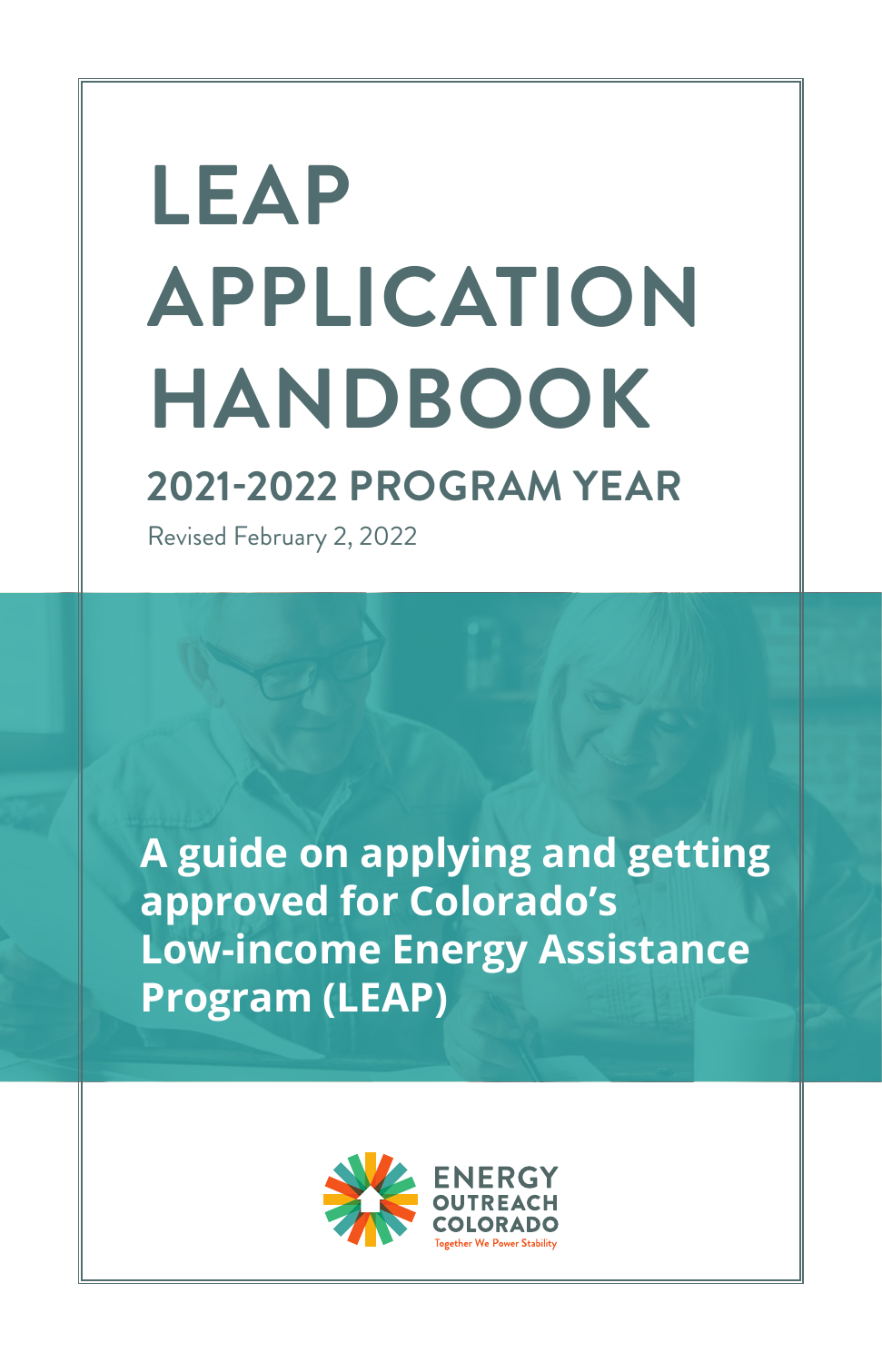# LEAP APPLICATION HANDBOOK

## 2021-2022 PROGRAM YEAR

Revised February 2, 2022

**A guide on applying and getting approved for Colorado's Low-income Energy Assistance Program (LEAP)**

ENERGY OUTREACH COLORADO

Together We Power Stability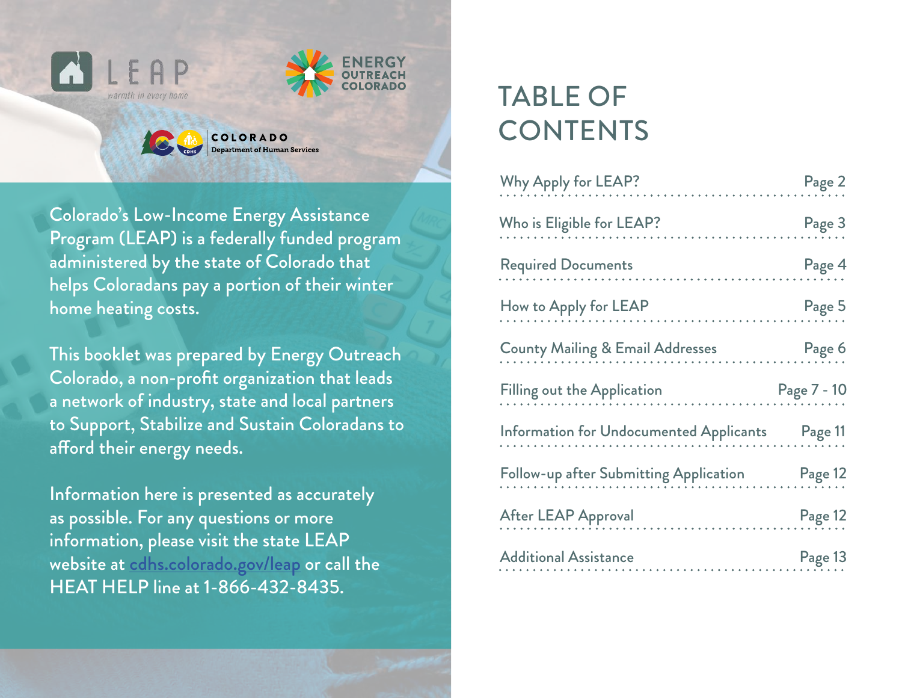LEAP

warmth in every home

ENERGY OUTREACH COLORADO

COLORADO Department of Human Services

Colorado's Low-Income Energy Assistance Program (LEAP) is a federally funded program administered by the state of Colorado that helps Coloradans pay a portion of their winter home heating costs.

This booklet was prepared by Energy Outreach Colorado, a non-profit organization that leads a network of industry, state and local partners to Support, Stabilize and Sustain Coloradans to afford their energy needs.

Information here is presented as accurately as possible. For any questions or more information, please visit the state LEAP website at [cdhs.colorado.gov/leap](cdhs.colorado.gov/leap) or call the HEAT HELP line at 1-866-432-8435.

# TABLE OF CONTENTS

| Section | Page |
| --- | --- |
| Why Apply for LEAP? | Page 2 |
| Who is Eligible for LEAP? | Page 3 |
| Required Documents | Page 4 |
| How to Apply for LEAP | Page 5 |
| County Mailing & Email Addresses | Page 6 |
| Filling out the Application | Page 7 - 10 |
| Information for Undocumented Applicants | Page 11 |
| Follow-up after Submitting Application | Page 12 |
| After LEAP Approval | Page 12 |
| Additional Assistance | Page 13 |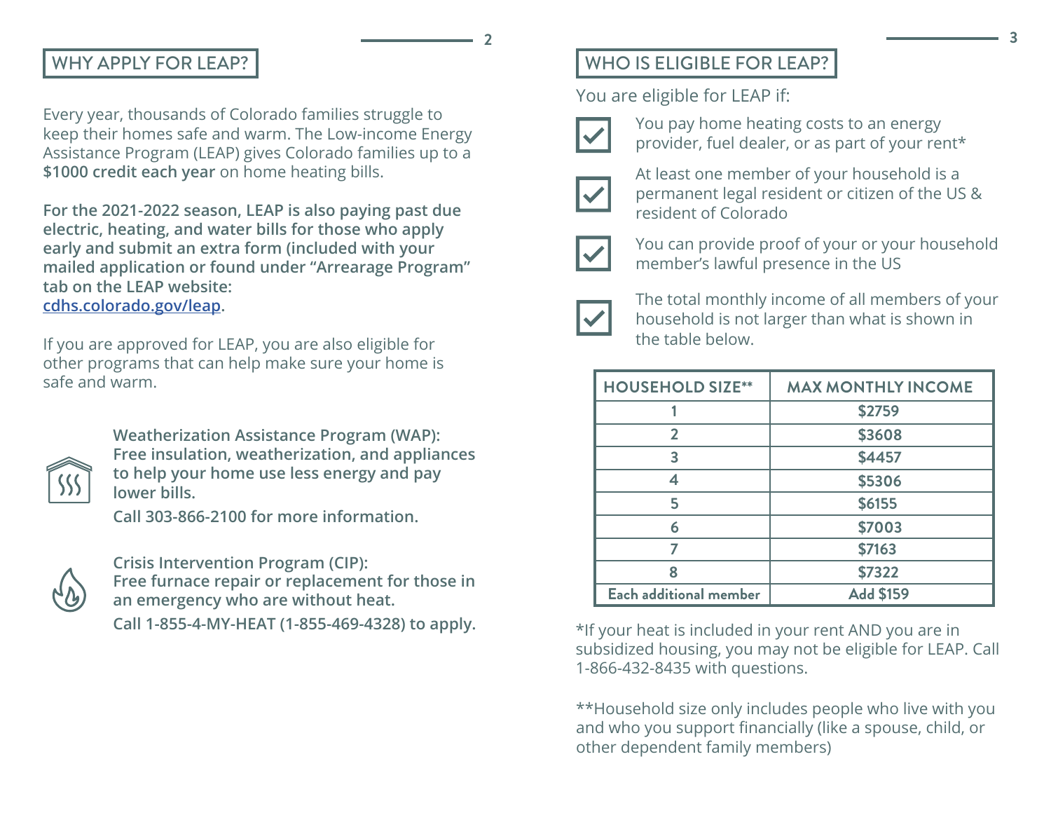## WHY APPLY FOR LEAP?

Every year, thousands of Colorado families struggle to keep their homes safe and warm. The Low-income Energy Assistance Program (LEAP) gives Colorado families up to a **$1000 credit each year** on home heating bills.

**For the 2021-2022 season, LEAP is also paying past due electric, heating, and water bills for those who apply early and submit an extra form (included with your mailed application or found under "Arrearage Program" tab on the LEAP website: [cdhs.colorado.gov/leap](https://cdhs.colorado.gov/leap).**

If you are approved for LEAP, you are also eligible for other programs that can help make sure your home is safe and warm.

**Weatherization Assistance Program (WAP): Free insulation, weatherization, and appliances to help your home use less energy and pay lower bills.**

**Call 303-866-2100 for more information.**

**Crisis Intervention Program (CIP): Free furnace repair or replacement for those in an emergency who are without heat.**

**Call 1-855-4-MY-HEAT (1-855-469-4328) to apply.**

## WHO IS ELIGIBLE FOR LEAP?

You are eligible for LEAP if:

- ☑ You pay home heating costs to an energy provider, fuel dealer, or as part of your rent*
- ☑ At least one member of your household is a permanent legal resident or citizen of the US & resident of Colorado
- ☑ You can provide proof of your or your household member's lawful presence in the US
- ☑ The total monthly income of all members of your household is not larger than what is shown in the table below.

| HOUSEHOLD SIZE** | MAX MONTHLY INCOME |
|---|---|
| 1 | $2759 |
| 2 | $3608 |
| 3 | $4457 |
| 4 | $5306 |
| 5 | $6155 |
| 6 | $7003 |
| 7 | $7163 |
| 8 | $7322 |
| Each additional member | Add $159 |

*If your heat is included in your rent AND you are in subsidized housing, you may not be eligible for LEAP. Call 1-866-432-8435 with questions.

**Household size only includes people who live with you and who you support financially (like a spouse, child, or other dependent family members)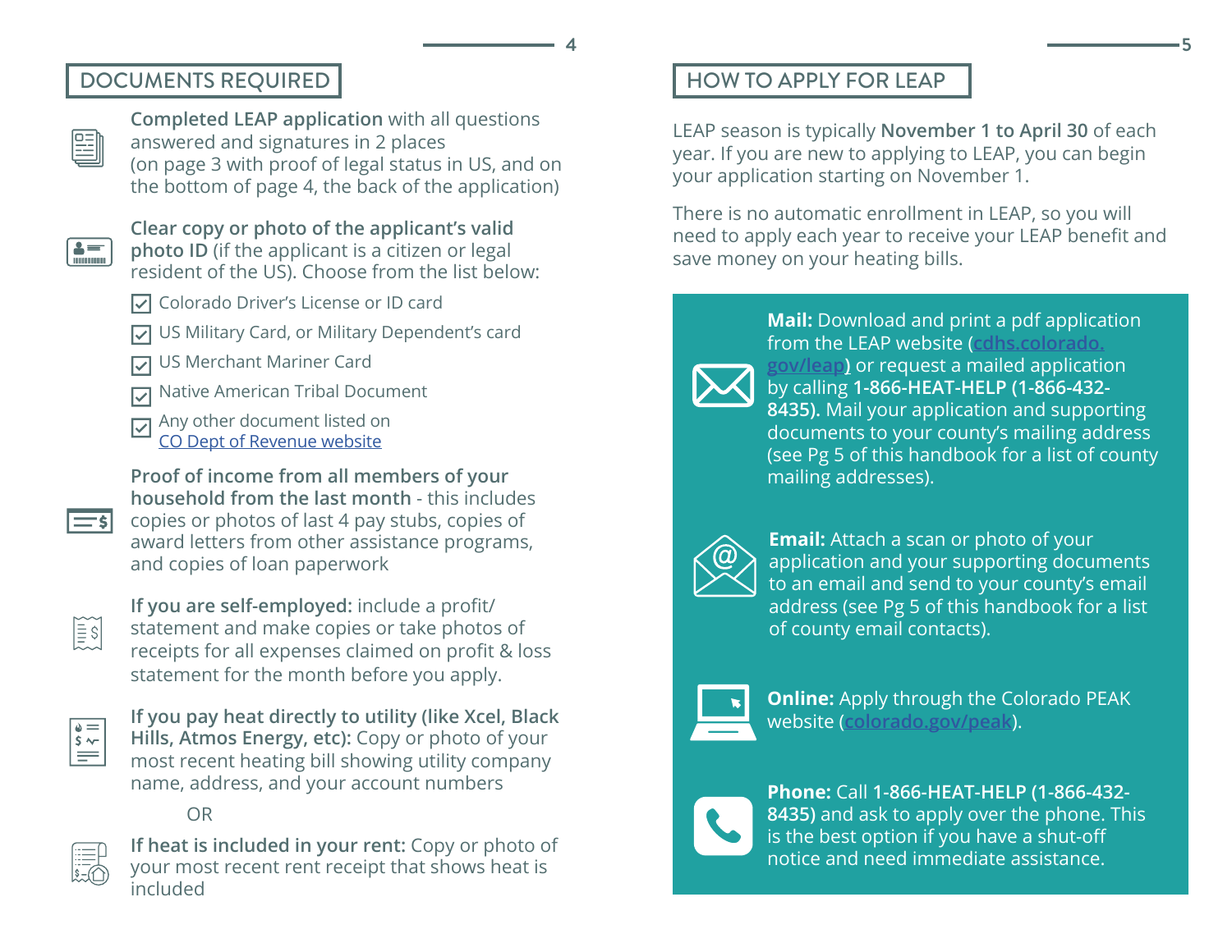## DOCUMENTS REQUIRED

**Completed LEAP application** with all questions answered and signatures in 2 places (on page 3 with proof of legal status in US, and on the bottom of page 4, the back of the application)

**Clear copy or photo of the applicant's valid photo ID** (if the applicant is a citizen or legal resident of the US). Choose from the list below:

- ☑ Colorado Driver's License or ID card
- ☑ US Military Card, or Military Dependent's card
- ☑ US Merchant Mariner Card
- ☑ Native American Tribal Document
- ☑ Any other document listed on [CO Dept of Revenue website]

**Proof of income from all members of your household from the last month** - this includes copies or photos of last 4 pay stubs, copies of award letters from other assistance programs, and copies of loan paperwork

**If you are self-employed:** include a profit/statement and make copies or take photos of receipts for all expenses claimed on profit & loss statement for the month before you apply.

**If you pay heat directly to utility (like Xcel, Black Hills, Atmos Energy, etc):** Copy or photo of your most recent heating bill showing utility company name, address, and your account numbers

OR

**If heat is included in your rent:** Copy or photo of your most recent rent receipt that shows heat is included

## HOW TO APPLY FOR LEAP

LEAP season is typically **November 1 to April 30** of each year. If you are new to applying to LEAP, you can begin your application starting on November 1.

There is no automatic enrollment in LEAP, so you will need to apply each year to receive your LEAP benefit and save money on your heating bills.

**Mail:** Download and print a pdf application from the LEAP website (cdhs.colorado.gov/leap) or request a mailed application by calling **1-866-HEAT-HELP (1-866-432-8435).** Mail your application and supporting documents to your county's mailing address (see Pg 5 of this handbook for a list of county mailing addresses).

**Email:** Attach a scan or photo of your application and your supporting documents to an email and send to your county's email address (see Pg 5 of this handbook for a list of county email contacts).

**Online:** Apply through the Colorado PEAK website (colorado.gov/peak).

**Phone:** Call **1-866-HEAT-HELP (1-866-432-8435)** and ask to apply over the phone. This is the best option if you have a shut-off notice and need immediate assistance.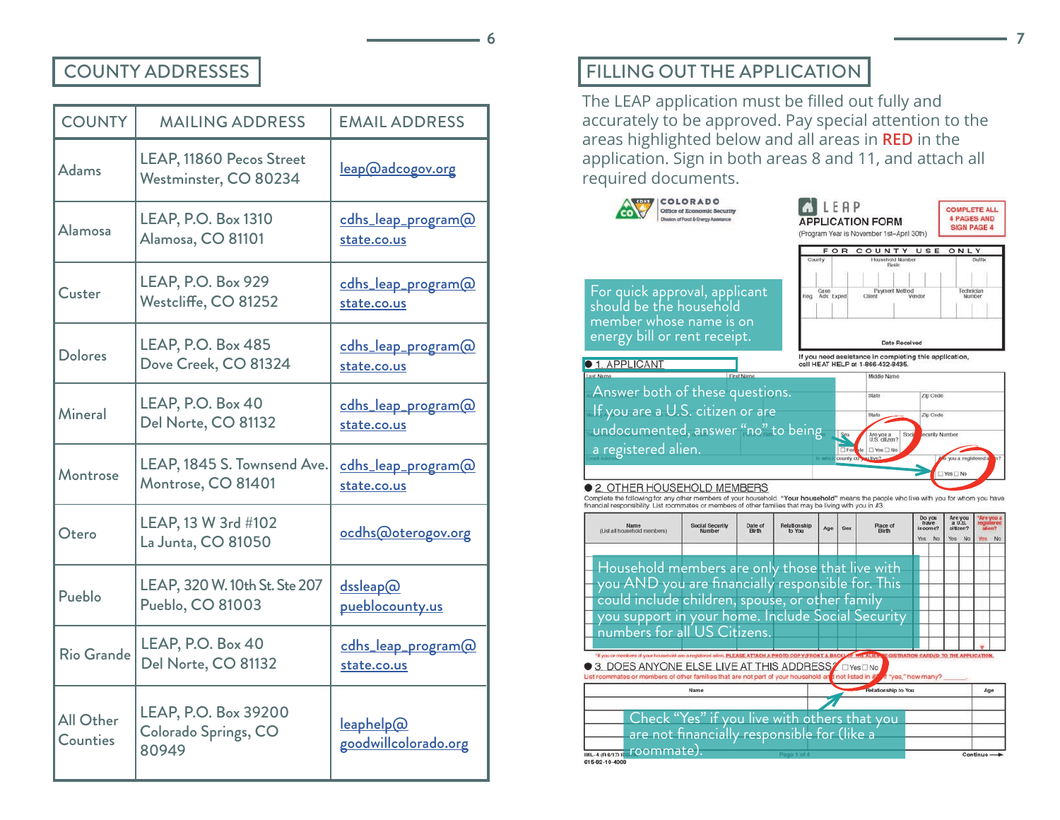## COUNTY ADDRESSES

| COUNTY | MAILING ADDRESS | EMAIL ADDRESS |
|---|---|---|
| Adams | LEAP, 11860 Pecos Street Westminster, CO 80234 | leap@adcogov.org |
| Alamosa | LEAP, P.O. Box 1310 Alamosa, CO 81101 | cdhs_leap_program@state.co.us |
| Custer | LEAP, P.O. Box 929 Westcliffe, CO 81252 | cdhs_leap_program@state.co.us |
| Dolores | LEAP, P.O. Box 485 Dove Creek, CO 81324 | cdhs_leap_program@state.co.us |
| Mineral | LEAP, P.O. Box 40 Del Norte, CO 81132 | cdhs_leap_program@state.co.us |
| Montrose | LEAP, 1845 S. Townsend Ave. Montrose, CO 81401 | cdhs_leap_program@state.co.us |
| Otero | LEAP, 13 W 3rd #102 La Junta, CO 81050 | ocdhs@oterogov.org |
| Pueblo | LEAP, 320 W. 10th St. Ste 207 Pueblo, CO 81003 | dssleap@pueblocounty.us |
| Rio Grande | LEAP, P.O. Box 40 Del Norte, CO 81132 | cdhs_leap_program@state.co.us |
| All Other Counties | LEAP, P.O. Box 39200 Colorado Springs, CO 80949 | leaphelp@goodwillcolorado.org |

## FILLING OUT THE APPLICATION

The LEAP application must be filled out fully and accurately to be approved. Pay special attention to the areas highlighted below and all areas in **RED** in the application. Sign in both areas 8 and 11, and attach all required documents.

For quick approval, applicant should be the household member whose name is on energy bill or rent receipt.

Answer both of these questions. If you are a U.S. citizen or are undocumented, answer "no" to being a registered alien.

Household members are only those that live with you AND you are financially responsible for. This could include children, spouse, or other family you support in your home. Include Social Security numbers for all US Citizens.

Check "Yes" if you live with others that you are not financially responsible for (like a roommate).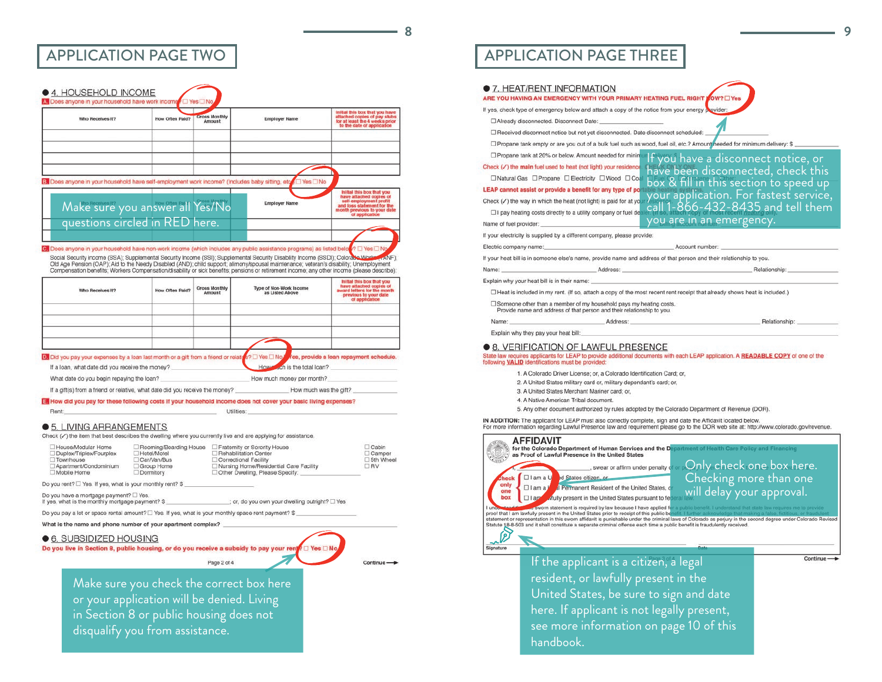## APPLICATION PAGE TWO

**4. HOUSEHOLD INCOME**

**A.** Does anyone in your household have work income? ☐ Yes ☐ No

| Who Receives It? | How Often Paid? | Gross Monthly Amount | Employer Name | Initial this box that you have attached copies of pay stubs for at least the 4 weeks prior to the date of application |
|---|---|---|---|---|
| | | | | |
| | | | | |
| | | | | |
| | | | | |

**B.** Does anyone in your household have self-employment work income? (includes baby sitting, etc.) ☐ Yes ☐ No

Make sure you answer all Yes/No questions circled in RED here.

| Who Receives It? | How Often Paid? | Gross Monthly Amount | Employer Name | Initial this box that you have attached copies of self-employment profit and loss statement for the month previous to your date of application |
|---|---|---|---|---|
| | | | | |
| | | | | |

**C.** Does anyone in your household have non-work income (which includes any public assistance programs) as listed below? ☐ Yes ☐ No

Social Security income (SSA); Supplemental Security Income (SSI); Supplemental Security Disability Income (SSDI); Colorado Works (TANF); Old Age Pension (OAP); Aid to the Needy Disabled (AND); child support; alimony/spousal maintenance; veteran's disability; Unemployment Compensation benefits; Workers Compensation/disability or sick benefits; pensions or retirement income; any other income (please describe):

| Who Receives It? | How Often Paid? | Gross Monthly Amount | Type of Non-Work Income as Listed Above | Initial this box that you have attached copies of award letters for the month previous to your date of application |
|---|---|---|---|---|
| | | | | |
| | | | | |
| | | | | |
| | | | | |

**D.** Did you pay your expenses by a loan last month or a gift from a friend or relative? ☐ Yes ☐ No If yes, provide a loan repayment schedule.

If a loan, what date did you receive the money? ________ How much is the total loan? ________

What date do you begin repaying the loan? ________ How much money per month? ________

If a gift(s) from a friend or relative, what date did you receive the money? ________ How much was the gift? ________

**E.** How did you pay for these following costs if your household income does not cover your basic living expenses?

Rent: ________ Utilities: ________

**5. LIVING ARRANGEMENTS**

Check (✓) the item that best describes the dwelling where you currently live and are applying for assistance.

- ☐ House/Modular Home
- ☐ Duplex/Triplex/Fourplex
- ☐ Townhouse
- ☐ Apartment/Condominium
- ☐ Mobile Home
- ☐ Rooming/Boarding House
- ☐ Hotel/Motel
- ☐ Car/Van/Bus
- ☐ Group Home
- ☐ Dormitory
- ☐ Fraternity or Sorority House
- ☐ Rehabilitation Center
- ☐ Correctional Facility
- ☐ Nursing Home/Residential Care Facility
- ☐ Other Dwelling, Please Specify: ________
- ☐ Cabin
- ☐ Camper
- ☐ 5th Wheel
- ☐ RV

Do you rent? ☐ Yes If yes, what is your monthly rent? $ ________

Do you have a mortgage payment? ☐ Yes.
If yes, what is the monthly mortgage payment? $ ________; or, do you own your dwelling outright? ☐ Yes

Do you pay a lot or space rental amount? ☐ Yes If yes, what is your monthly space rent payment? $ ________

**What is the name and phone number of your apartment complex?** ________

**6. SUBSIDIZED HOUSING**

**Do you live in Section 8, public housing, or do you receive a subsidy to pay your rent?** ☐ Yes ☐ No

Make sure you check the correct box here or your application will be denied. Living in Section 8 or public housing does not disqualify you from assistance.

## APPLICATION PAGE THREE

**7. HEAT/RENT INFORMATION**

**ARE YOU HAVING AN EMERGENCY WITH YOUR PRIMARY HEATING FUEL RIGHT NOW? ☐ Yes**

If yes, check type of emergency below and attach a copy of the notice from your energy provider:

- ☐ Already disconnected. Disconnect Date: ________
- ☐ Received disconnect notice but not yet disconnected. Date disconnect scheduled: ________
- ☐ Propane tank empty or are you out of a bulk fuel such as wood, fuel oil, etc.? Amount needed for minimum delivery: $ ________
- ☐ Propane tank at 20% or below. Amount needed for minimum delivery: $ ________

If you have a disconnect notice, or have been disconnected, check this box & fill in this section to speed up your application. For fastest service, call 1-866-432-8435 and tell them you are in an emergency.

Check (✓) the **main** fuel used to heat (not light) your residence. CHECK ONLY ONE.

☐ Natural Gas ☐ Propane ☐ Electricity ☐ Wood ☐ Coal ☐ Fuel Oil ☐ Kerosene ☐ Other: ________

**LEAP cannot assist or provide a benefit for any type of portable heating systems.**

Check (✓) the way in which the heat (not light) is paid for at your residence.

☐ I pay heating costs directly to a utility company or fuel dealer. (If so, attach copy of most recent heating bill.)

Name of fuel provider: ________ Billing account number: ________

If your electricity is supplied by a different company, please provide:

Electric company name: ________ Account number: ________

If your heat bill is in someone else's name, provide name and address of that person and their relationship to you.

Name: ________ Address: ________ Relationship: ________

Explain why your heat bill is in their name: ________

☐ Heat is included in my rent. (If so, attach a copy of the most recent rent receipt that already shows heat is included.)

☐ Someone other than a member of my household pays my heating costs.
Provide name and address of that person and their relationship to you.

Name: ________ Address: ________ Relationship: ________

Explain why they pay your heat bill: ________

**8. VERIFICATION OF LAWFUL PRESENCE**

State law requires applicants for LEAP to provide additional documents with each LEAP application. A **READABLE COPY** of one of the following **VALID** identifications must be provided:

1. A Colorado Driver License; or, a Colorado Identification Card; or,
2. A United States military card or, military dependant's card; or,
3. A United States Merchant Mariner card; or,
4. A Native American Tribal document.
5. Any other document authorized by rules adopted by the Colorado Department of Revenue (DOR).

**IN ADDITION:** The applicant for LEAP must also correctly complete, sign and date the Affidavit located below.
For more information regarding Lawful Presence law and requirement please go to the DOR web site at: http://www.colorado.gov/revenue.

**AFFIDAVIT**

for the Colorado Department of Human Services and the Department of Health Care Policy and Financing as Proof of Lawful Presence in the United States

I, ________, swear or affirm under penalty of perjury under the laws of the State of Colorado that (check one):

Check only one box:

- ☐ I am a United States citizen, or
- ☐ I am a Legal Permanent Resident of the United States, or
- ☐ I am lawfully present in the United States pursuant to federal law.

Only check one box here. Checking more than one will delay your approval.

I understand that this sworn statement is required by law because I have applied for a public benefit. I understand that state law requires me to provide proof that I am lawfully present in the United States prior to receipt of this public benefit. I further acknowledge that making a false, fictitious, or fraudulent statement or representation in this sworn affidavit is punishable under the criminal laws of Colorado as perjury in the second degree under Colorado Revised Statute 18-8-503 and it shall constitute a separate criminal offense each time a public benefit is fraudulently received.

Signature ________ Date ________

If the applicant is a citizen, a legal resident, or lawfully present in the United States, be sure to sign and date here. If applicant is not legally present, see more information on page 10 of this handbook.

Continue →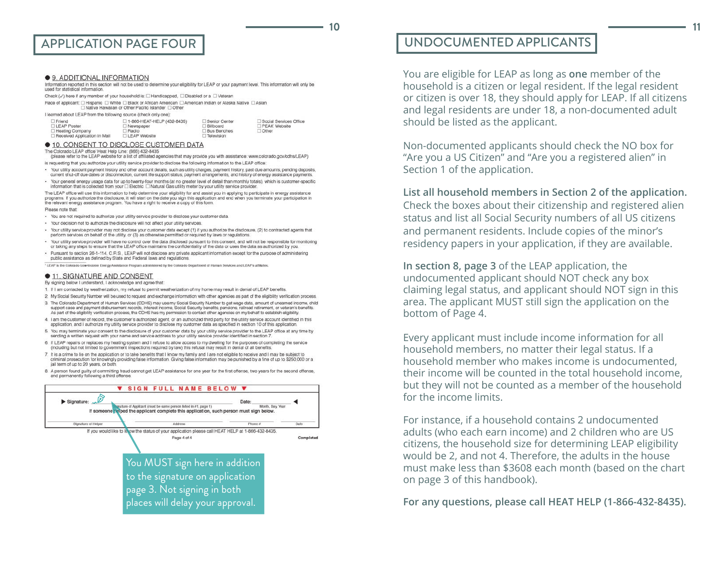## APPLICATION PAGE FOUR

**9. ADDITIONAL INFORMATION**

Information reported in this section will not be used to determine your eligibility for LEAP or your payment level. This information will only be used for statistical information.

Check (✓) here if any member of your household is: ☐ Handicapped, ☐ Disabled or a ☐ Veteran

Race of applicant: ☐ Hispanic ☐ White ☐ Black or African American ☐ American Indian or Alaska Native ☐ Asian ☐ Native Hawaiian or Other Pacific Islander ☐ Other

I learned about LEAP from the following source (check only one):

☐ Friend ☐ LEAP Poster ☐ Heating Company ☐ Received Application in Mail ☐ 1-866-HEAT-HELP (432-8435) ☐ Newspaper ☐ Radio ☐ LEAP Website ☐ Senior Center ☐ Billboard ☐ Bus Benches ☐ Television ☐ Social Services Office ☐ PEAK Website ☐ Other

**10. CONSENT TO DISCLOSE CUSTOMER DATA**

The Colorado LEAP office[1] Heat Help Line: (866) 432-8435
(please refer to the LEAP website for a list of affiliated agencies that may provide you with assistance: www.colorado.gov/cdhs/LEAP)
is requesting that you authorize your utility service provider to disclose the following information to the LEAP office:

- Your utility account payment history and other account details, such as utility charges, payment history, past due amounts, pending deposits, current shut-off due dates or disconnection, current life support status, payment arrangements, and history of energy assistance payments.
- Your general energy usage data for up to twenty-four months (at no greater level of detail than monthly totals) which is customer-specific information that is collected from your ☐ Electric ☐ Natural Gas utility meter by your utility service provider.

The LEAP office will use this information to help determine your eligibility for and assist you in applying to participate in energy assistance programs. If you authorize the disclosure, it will start on the date you sign this application and end when you terminate your participation in the relevant energy assistance program. You have a right to receive a copy of this form.

Please note that:

- You are not required to authorize your utility service provider to disclose your customer data.
- Your decision not to authorize the disclosure will not affect your utility services.
- Your utility service provider may not disclose your customer data except (1) if you authorize the disclosure, (2) to contracted agents that perform services on behalf of the utility, or (3) as otherwise permitted or required by laws or regulations.
- Your utility service provider will have no control over the data disclosed pursuant to this consent, and will not be responsible for monitoring or taking any steps to ensure that the LEAP office maintains the confidentiality of the data or uses the data as authorized by you.
- Pursuant to section 26-1-114, C.R.S., LEAP will not disclose any private applicant information except for the purpose of administering public assistance as defined by State and Federal laws and regulations.

[1] LEAP is the Colorado Low-income Energy Assistance Program administered by the Colorado Department of Human Services and LEAP's affiliates.

**11. SIGNATURE AND CONSENT**

By signing below I understand, I acknowledge and agree that:

1. If I am contacted by weatherization, my refusal to permit weatherization of my home may result in denial of LEAP benefits.
2. My Social Security Number will be used to request and exchange information with other agencies as part of the eligibility verification process.
3. The Colorado Department of Human Services (CDHS) may use my Social Security Number to get wage data, amount of unearned income, child support case and payment disbursement records, interest income, Social Security benefits, pensions, railroad retirement, or veteran's benefits. As part of the eligibility verification process, the CDHS has my permission to contact other agencies on my behalf to establish eligibility.
4. I am the customer of record, the customer's authorized agent, or an authorized third party for the utility service account identified in this application, and I authorize my utility service provider to disclose my customer data as specified in section 10 of this application.
5. You may terminate your consent to the disclosure of your customer data by your utility service provider to the LEAP office at any time by sending a written request with your name and service address to your utility service provider identified in section 7.
6. If LEAP repairs or replaces my heating system and I refuse to allow access to my dwelling for the purposes of completing the service (including but not limited to government inspections required by law) this refusal may result in denial of all benefits.
7. It is a crime to lie on the application or to take benefits that I know my family and I are not eligible to receive and I may be subject to criminal prosecution for knowingly providing false information. Giving false information may be punished by a fine of up to $250,000 or a jail term of up to 20 years, or both.
8. A person found guilty of committing fraud cannot get LEAP assistance for one year for the first offense, two years for the second offense, and permanently following a third offense.

▼ SIGN FULL NAME BELOW ▼

▶ Signature: ____________________ Date: __________ ◀
Signature of Applicant (must be same person listed in #1, page 1) — Month, Day, Year

If someone helped the applicant complete this application, such person must sign below.

Signature of Helper | Address | Phone # | Date

If you would like to know the status of your application please call HEAT HELP at 1-866-432-8435.

Page 4 of 4 — Completed

You MUST sign here in addition to the signature on application page 3. Not signing in both places will delay your approval.

## UNDOCUMENTED APPLICANTS

You are eligible for LEAP as long as **one** member of the household is a citizen or legal resident. If the legal resident or citizen is over 18, they should apply for LEAP. If all citizens and legal residents are under 18, a non-documented adult should be listed as the applicant.

Non-documented applicants should check the NO box for "Are you a US Citizen" and "Are you a registered alien" in Section 1 of the application.

**List all household members in Section 2 of the application.** Check the boxes about their citizenship and registered alien status and list all Social Security numbers of all US citizens and permanent residents. Include copies of the minor's residency papers in your application, if they are available.

**In section 8, page 3** of the LEAP application, the undocumented applicant should NOT check any box claiming legal status, and applicant should NOT sign in this area. The applicant MUST still sign the application on the bottom of Page 4.

Every applicant must include income information for all household members, no matter their legal status. If a household member who makes income is undocumented, their income will be counted in the total household income, but they will not be counted as a member of the household for the income limits.

For instance, if a household contains 2 undocumented adults (who each earn income) and 2 children who are US citizens, the household size for determining LEAP eligibility would be 2, and not 4. Therefore, the adults in the house must make less than $3608 each month (based on the chart on page 3 of this handbook).

**For any questions, please call HEAT HELP (1-866-432-8435).**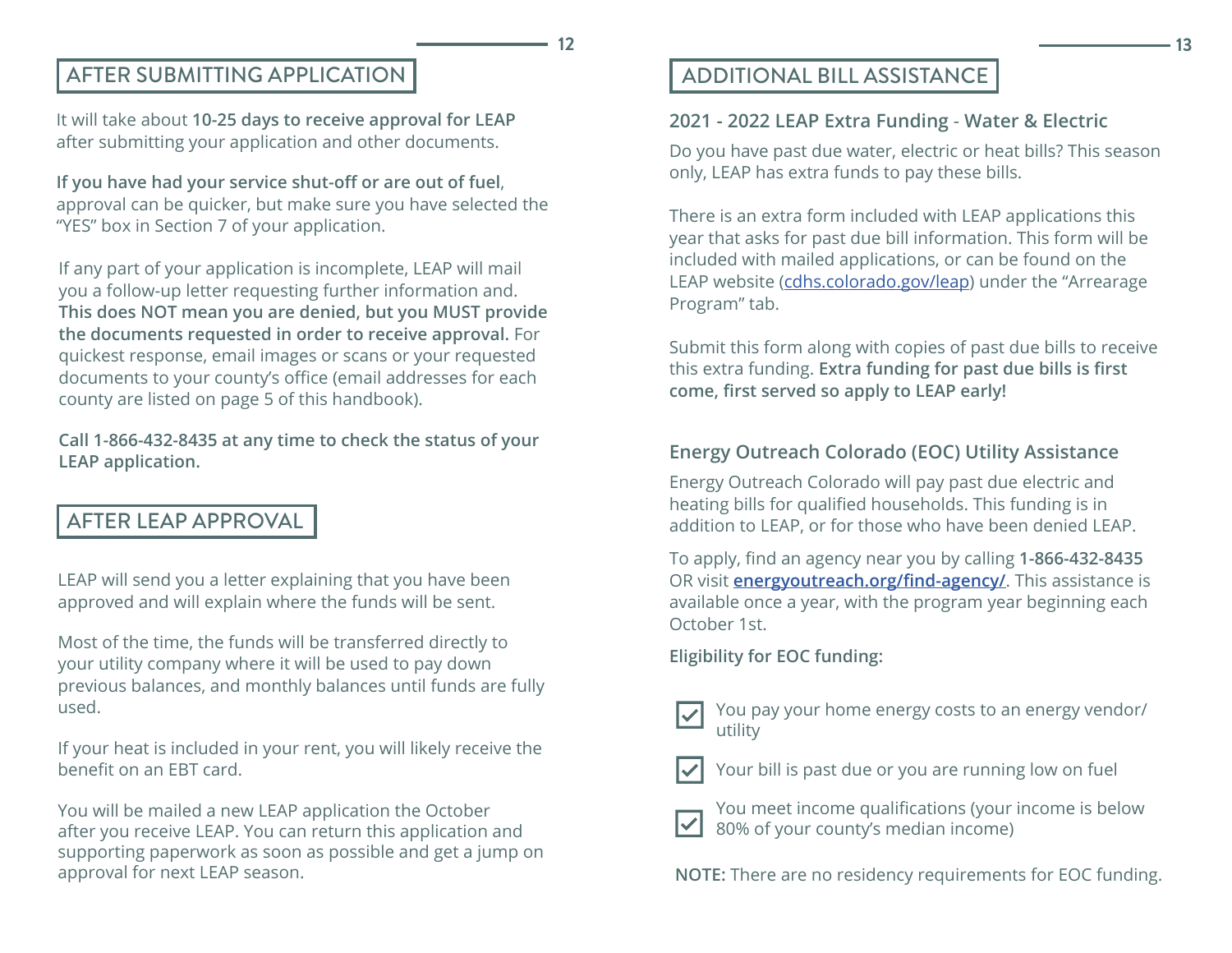## AFTER SUBMITTING APPLICATION

It will take about **10-25 days to receive approval for LEAP** after submitting your application and other documents.

**If you have had your service shut-off or are out of fuel**, approval can be quicker, but make sure you have selected the "YES" box in Section 7 of your application.

If any part of your application is incomplete, LEAP will mail you a follow-up letter requesting further information and. **This does NOT mean you are denied, but you MUST provide the documents requested in order to receive approval.** For quickest response, email images or scans or your requested documents to your county's office (email addresses for each county are listed on page 5 of this handbook).

**Call 1-866-432-8435 at any time to check the status of your LEAP application.**

## AFTER LEAP APPROVAL

LEAP will send you a letter explaining that you have been approved and will explain where the funds will be sent.

Most of the time, the funds will be transferred directly to your utility company where it will be used to pay down previous balances, and monthly balances until funds are fully used.

If your heat is included in your rent, you will likely receive the benefit on an EBT card.

You will be mailed a new LEAP application the October after you receive LEAP. You can return this application and supporting paperwork as soon as possible and get a jump on approval for next LEAP season.

## ADDITIONAL BILL ASSISTANCE

### 2021 - 2022 LEAP Extra Funding - Water & Electric

Do you have past due water, electric or heat bills? This season only, LEAP has extra funds to pay these bills.

There is an extra form included with LEAP applications this year that asks for past due bill information. This form will be included with mailed applications, or can be found on the LEAP website (cdhs.colorado.gov/leap) under the "Arrearage Program" tab.

Submit this form along with copies of past due bills to receive this extra funding. **Extra funding for past due bills is first come, first served so apply to LEAP early!**

### Energy Outreach Colorado (EOC) Utility Assistance

Energy Outreach Colorado will pay past due electric and heating bills for qualified households. This funding is in addition to LEAP, or for those who have been denied LEAP.

To apply, find an agency near you by calling **1-866-432-8435** OR visit **energyoutreach.org/find-agency/**. This assistance is available once a year, with the program year beginning each October 1st.

**Eligibility for EOC funding:**

- ☑ You pay your home energy costs to an energy vendor/ utility
- ☑ Your bill is past due or you are running low on fuel
- ☑ You meet income qualifications (your income is below 80% of your county's median income)

**NOTE:** There are no residency requirements for EOC funding.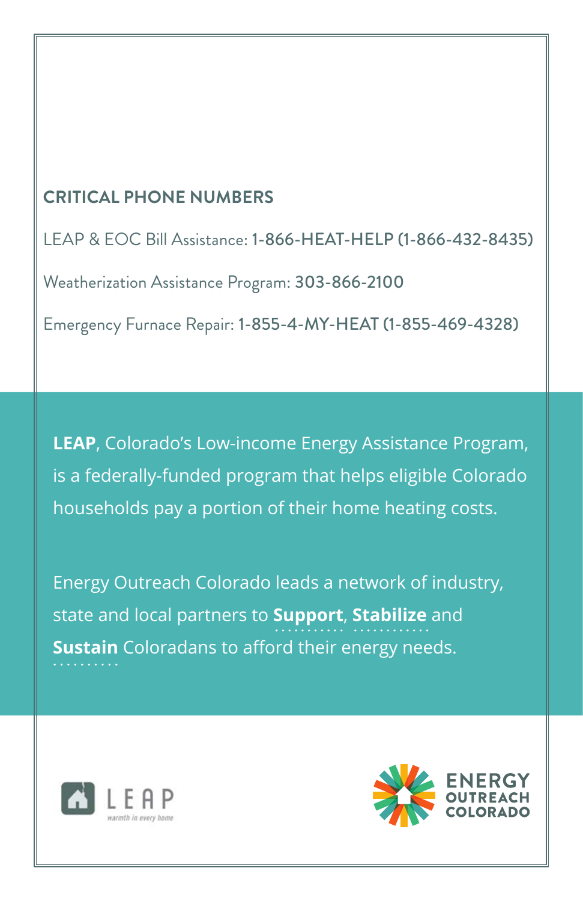## CRITICAL PHONE NUMBERS

LEAP & EOC Bill Assistance: 1-866-HEAT-HELP (1-866-432-8435)

Weatherization Assistance Program: 303-866-2100

Emergency Furnace Repair: 1-855-4-MY-HEAT (1-855-469-4328)

**LEAP**, Colorado's Low-income Energy Assistance Program, is a federally-funded program that helps eligible Colorado households pay a portion of their home heating costs.

Energy Outreach Colorado leads a network of industry, state and local partners to **Support**, **Stabilize** and **Sustain** Coloradans to afford their energy needs.

LEAP warmth in every home

ENERGY OUTREACH COLORADO